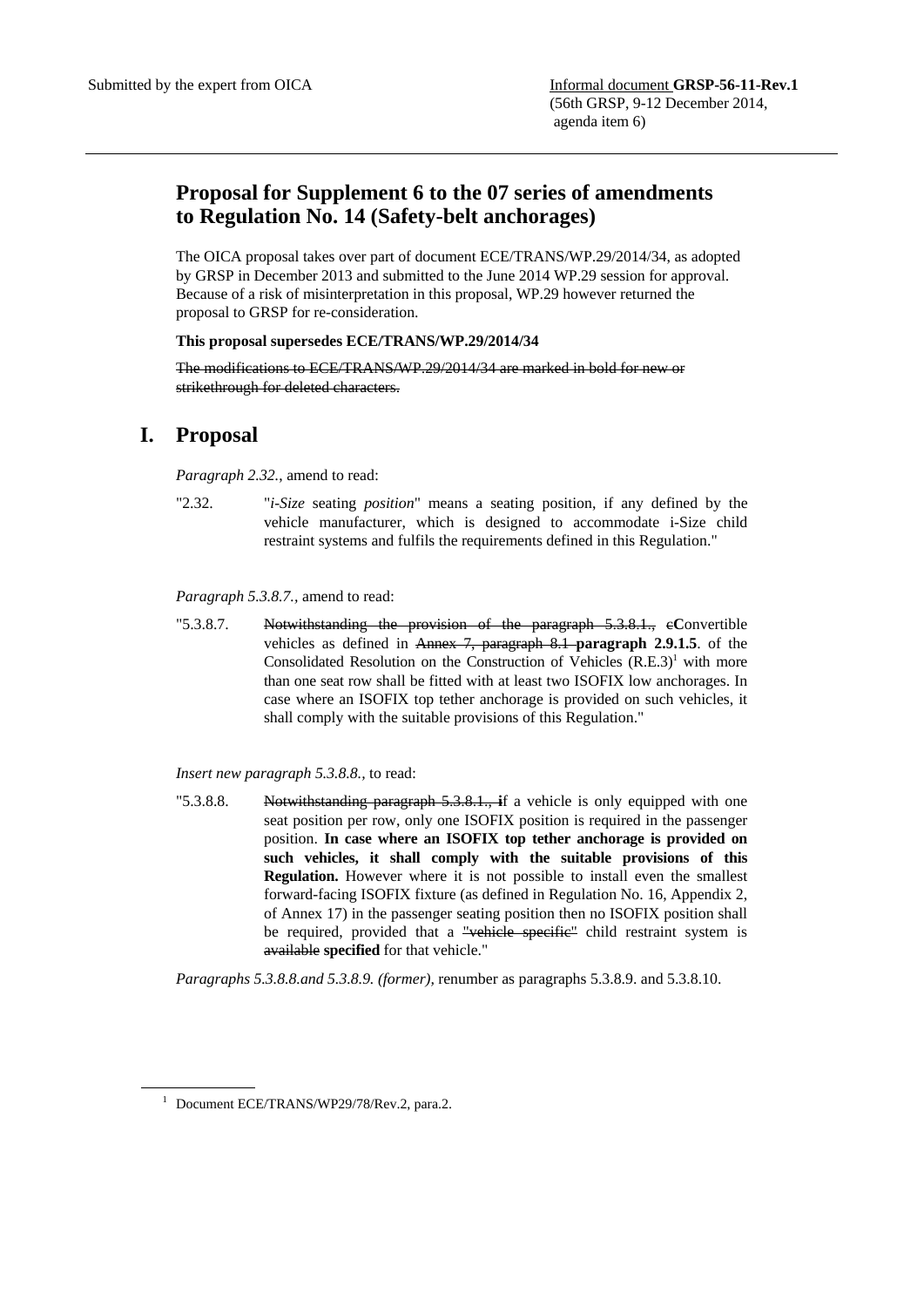Submitted by the expert from OICA

Informal document **GRSP-56-11-Rev.1**
(56th GRSP, 9-12 December 2014,
agenda item 6)

## Proposal for Supplement 6 to the 07 series of amendments to Regulation No. 14 (Safety-belt anchorages)

The OICA proposal takes over part of document ECE/TRANS/WP.29/2014/34, as adopted by GRSP in December 2013 and submitted to the June 2014 WP.29 session for approval. Because of a risk of misinterpretation in this proposal, WP.29 however returned the proposal to GRSP for re-consideration.

**This proposal supersedes ECE/TRANS/WP.29/2014/34**

~~The modifications to ECE/TRANS/WP.29/2014/34 are marked in bold for new or strikethrough for deleted characters.~~

# I. Proposal

*Paragraph 2.32.,* amend to read:

"2.32. "*i-Size* seating *position*" means a seating position, if any defined by the vehicle manufacturer, which is designed to accommodate i-Size child restraint systems and fulfils the requirements defined in this Regulation."

*Paragraph 5.3.8.7.*, amend to read:

"5.3.8.7. ~~Notwithstanding the provision of the paragraph 5.3.8.1., c~~**C**onvertible vehicles as defined in ~~Annex 7, paragraph 8.1~~ **paragraph 2.9.1.5**. of the Consolidated Resolution on the Construction of Vehicles (R.E.3)[1] with more than one seat row shall be fitted with at least two ISOFIX low anchorages. In case where an ISOFIX top tether anchorage is provided on such vehicles, it shall comply with the suitable provisions of this Regulation."

*Insert new paragraph 5.3.8.8.*, to read:

"5.3.8.8. ~~Notwithstanding paragraph 5.3.8.1., i~~**I**f a vehicle is only equipped with one seat position per row, only one ISOFIX position is required in the passenger position. **In case where an ISOFIX top tether anchorage is provided on such vehicles, it shall comply with the suitable provisions of this Regulation.** However where it is not possible to install even the smallest forward-facing ISOFIX fixture (as defined in Regulation No. 16, Appendix 2, of Annex 17) in the passenger seating position then no ISOFIX position shall be required, provided that a ~~"vehicle specific"~~ child restraint system is ~~available~~ **specified** for that vehicle."

*Paragraphs 5.3.8.8.and 5.3.8.9. (former),* renumber as paragraphs 5.3.8.9. and 5.3.8.10.

[1] Document ECE/TRANS/WP29/78/Rev.2, para.2.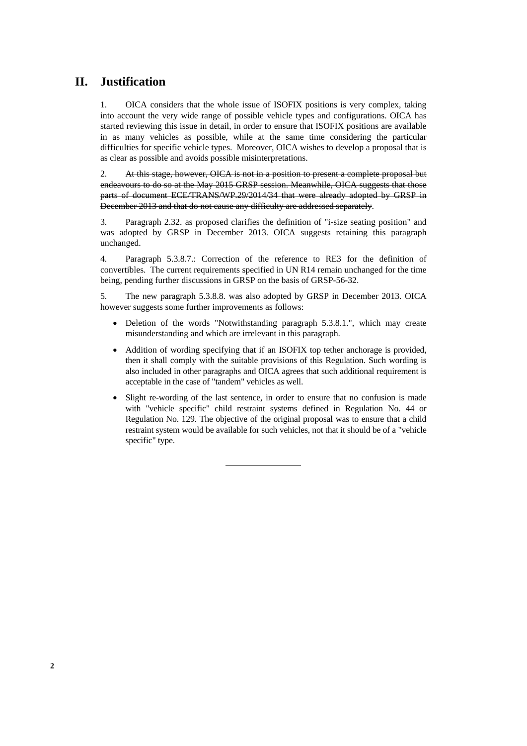## II. Justification

1. OICA considers that the whole issue of ISOFIX positions is very complex, taking into account the very wide range of possible vehicle types and configurations. OICA has started reviewing this issue in detail, in order to ensure that ISOFIX positions are available in as many vehicles as possible, while at the same time considering the particular difficulties for specific vehicle types. Moreover, OICA wishes to develop a proposal that is as clear as possible and avoids possible misinterpretations.

2. ~~At this stage, however, OICA is not in a position to present a complete proposal but endeavours to do so at the May 2015 GRSP session. Meanwhile, OICA suggests that those parts of document ECE/TRANS/WP.29/2014/34 that were already adopted by GRSP in December 2013 and that do not cause any difficulty are addressed separately~~.

3. Paragraph 2.32. as proposed clarifies the definition of "i-size seating position" and was adopted by GRSP in December 2013. OICA suggests retaining this paragraph unchanged.

4. Paragraph 5.3.8.7.: Correction of the reference to RE3 for the definition of convertibles. The current requirements specified in UN R14 remain unchanged for the time being, pending further discussions in GRSP on the basis of GRSP-56-32.

5. The new paragraph 5.3.8.8. was also adopted by GRSP in December 2013. OICA however suggests some further improvements as follows:

- Deletion of the words "Notwithstanding paragraph 5.3.8.1.", which may create misunderstanding and which are irrelevant in this paragraph.
- Addition of wording specifying that if an ISOFIX top tether anchorage is provided, then it shall comply with the suitable provisions of this Regulation. Such wording is also included in other paragraphs and OICA agrees that such additional requirement is acceptable in the case of "tandem" vehicles as well.
- Slight re-wording of the last sentence, in order to ensure that no confusion is made with "vehicle specific" child restraint systems defined in Regulation No. 44 or Regulation No. 129. The objective of the original proposal was to ensure that a child restraint system would be available for such vehicles, not that it should be of a "vehicle specific" type.